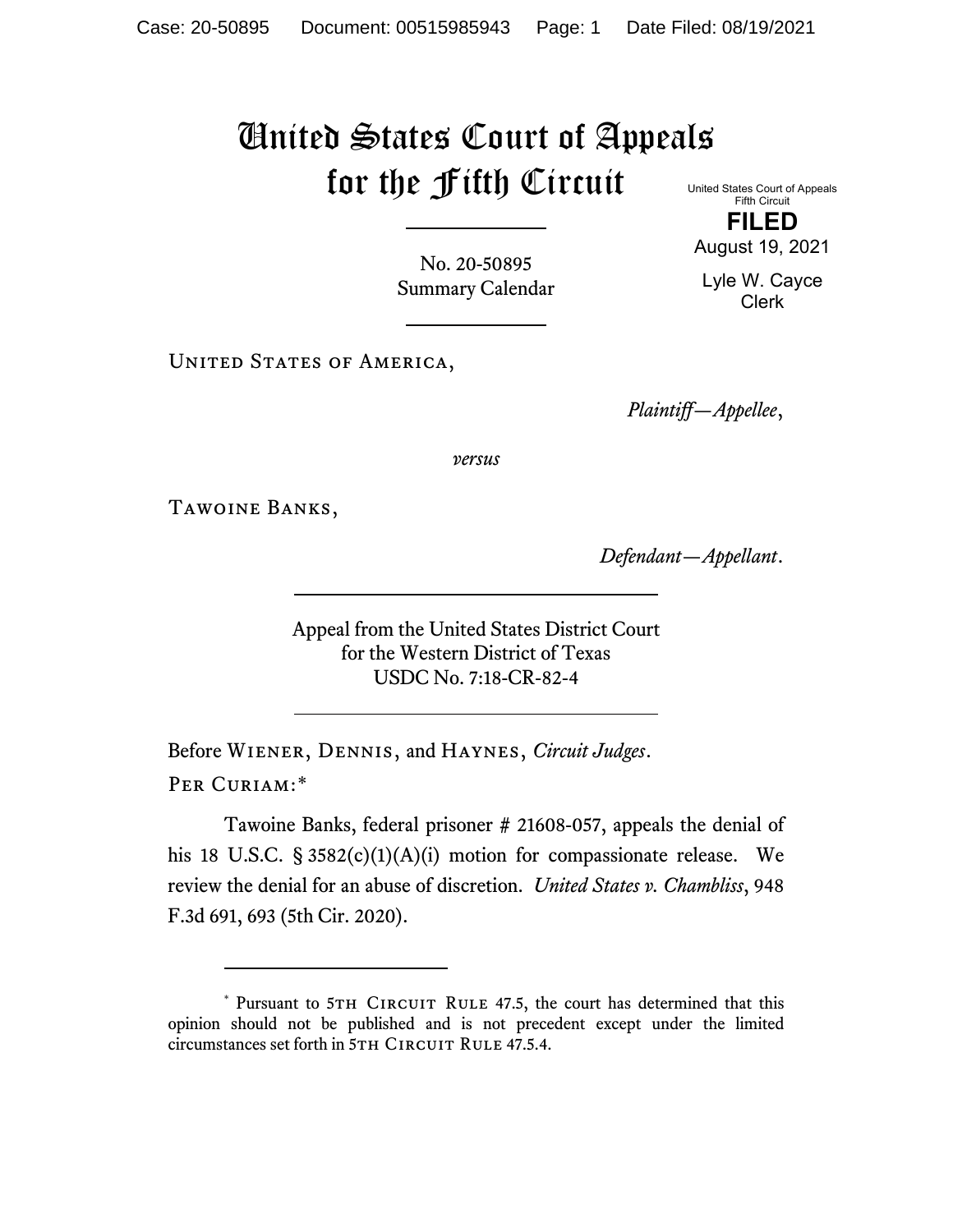# United States Court of Appeals for the Fifth Circuit

United States Court of Appeals
Fifth Circuit

**FILED**

August 19, 2021

Lyle W. Cayce
Clerk

No. 20-50895
Summary Calendar

United States of America,

*Plaintiff—Appellee*,

*versus*

Tawoine Banks,

*Defendant—Appellant*.

Appeal from the United States District Court
for the Western District of Texas
USDC No. 7:18-CR-82-4

Before Wiener, Dennis, and Haynes, *Circuit Judges*.

Per Curiam:*

Tawoine Banks, federal prisoner # 21608-057, appeals the denial of his 18 U.S.C. § 3582(c)(1)(A)(i) motion for compassionate release. We review the denial for an abuse of discretion. *United States v. Chambliss*, 948 F.3d 691, 693 (5th Cir. 2020).

---

\* Pursuant to 5th Circuit Rule 47.5, the court has determined that this opinion should not be published and is not precedent except under the limited circumstances set forth in 5th Circuit Rule 47.5.4.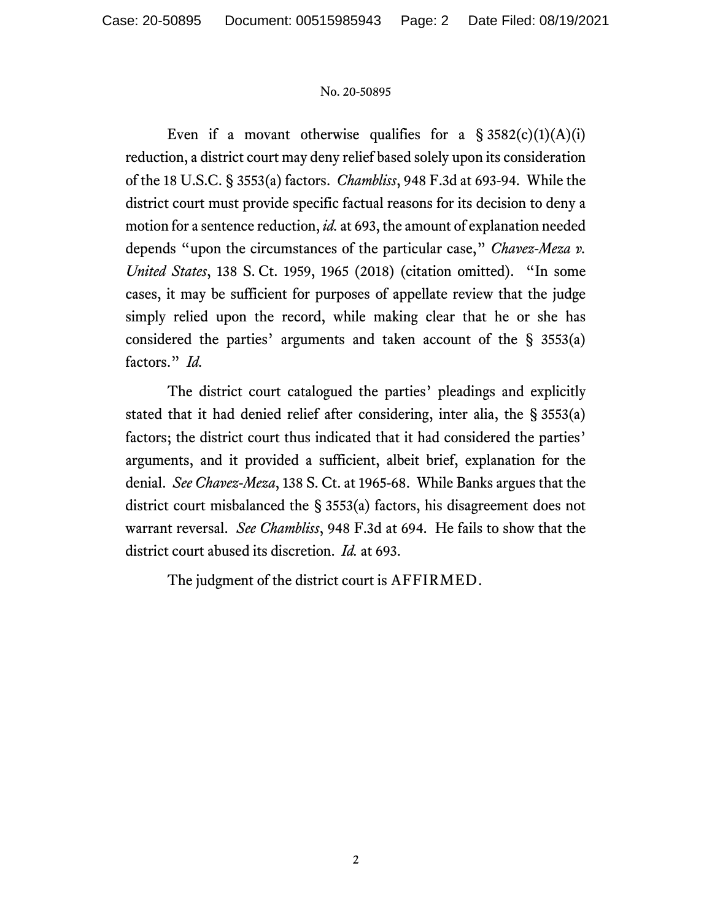Even if a movant otherwise qualifies for a § 3582(c)(1)(A)(i) reduction, a district court may deny relief based solely upon its consideration of the 18 U.S.C. § 3553(a) factors. *Chambliss*, 948 F.3d at 693-94. While the district court must provide specific factual reasons for its decision to deny a motion for a sentence reduction, *id.* at 693, the amount of explanation needed depends "upon the circumstances of the particular case," *Chavez-Meza v. United States*, 138 S. Ct. 1959, 1965 (2018) (citation omitted). "In some cases, it may be sufficient for purposes of appellate review that the judge simply relied upon the record, while making clear that he or she has considered the parties' arguments and taken account of the § 3553(a) factors." *Id.*

The district court catalogued the parties' pleadings and explicitly stated that it had denied relief after considering, inter alia, the § 3553(a) factors; the district court thus indicated that it had considered the parties' arguments, and it provided a sufficient, albeit brief, explanation for the denial. *See Chavez-Meza*, 138 S. Ct. at 1965-68. While Banks argues that the district court misbalanced the § 3553(a) factors, his disagreement does not warrant reversal. *See Chambliss*, 948 F.3d at 694. He fails to show that the district court abused its discretion. *Id.* at 693.

The judgment of the district court is AFFIRMED.